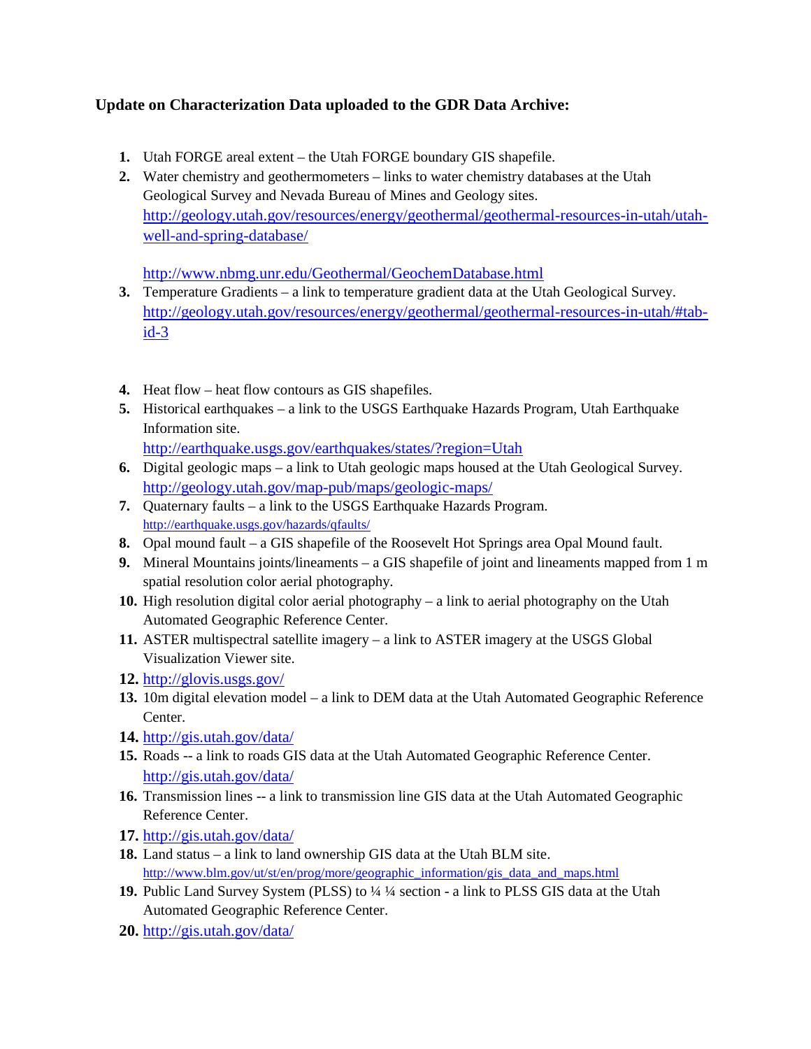**Update on Characterization Data uploaded to the GDR Data Archive:**

1. Utah FORGE areal extent – the Utah FORGE boundary GIS shapefile.
2. Water chemistry and geothermometers – links to water chemistry databases at the Utah Geological Survey and Nevada Bureau of Mines and Geology sites. http://geology.utah.gov/resources/energy/geothermal/geothermal-resources-in-utah/utah-well-and-spring-database/

   http://www.nbmg.unr.edu/Geothermal/GeochemDatabase.html
3. Temperature Gradients – a link to temperature gradient data at the Utah Geological Survey. http://geology.utah.gov/resources/energy/geothermal/geothermal-resources-in-utah/#tab-id-3
4. Heat flow – heat flow contours as GIS shapefiles.
5. Historical earthquakes – a link to the USGS Earthquake Hazards Program, Utah Earthquake Information site. http://earthquake.usgs.gov/earthquakes/states/?region=Utah
6. Digital geologic maps – a link to Utah geologic maps housed at the Utah Geological Survey. http://geology.utah.gov/map-pub/maps/geologic-maps/
7. Quaternary faults – a link to the USGS Earthquake Hazards Program. http://earthquake.usgs.gov/hazards/qfaults/
8. Opal mound fault – a GIS shapefile of the Roosevelt Hot Springs area Opal Mound fault.
9. Mineral Mountains joints/lineaments – a GIS shapefile of joint and lineaments mapped from 1 m spatial resolution color aerial photography.
10. High resolution digital color aerial photography – a link to aerial photography on the Utah Automated Geographic Reference Center.
11. ASTER multispectral satellite imagery – a link to ASTER imagery at the USGS Global Visualization Viewer site.
12. http://glovis.usgs.gov/
13. 10m digital elevation model – a link to DEM data at the Utah Automated Geographic Reference Center.
14. http://gis.utah.gov/data/
15. Roads -- a link to roads GIS data at the Utah Automated Geographic Reference Center. http://gis.utah.gov/data/
16. Transmission lines -- a link to transmission line GIS data at the Utah Automated Geographic Reference Center.
17. http://gis.utah.gov/data/
18. Land status – a link to land ownership GIS data at the Utah BLM site. http://www.blm.gov/ut/st/en/prog/more/geographic_information/gis_data_and_maps.html
19. Public Land Survey System (PLSS) to ¼ ¼ section - a link to PLSS GIS data at the Utah Automated Geographic Reference Center.
20. http://gis.utah.gov/data/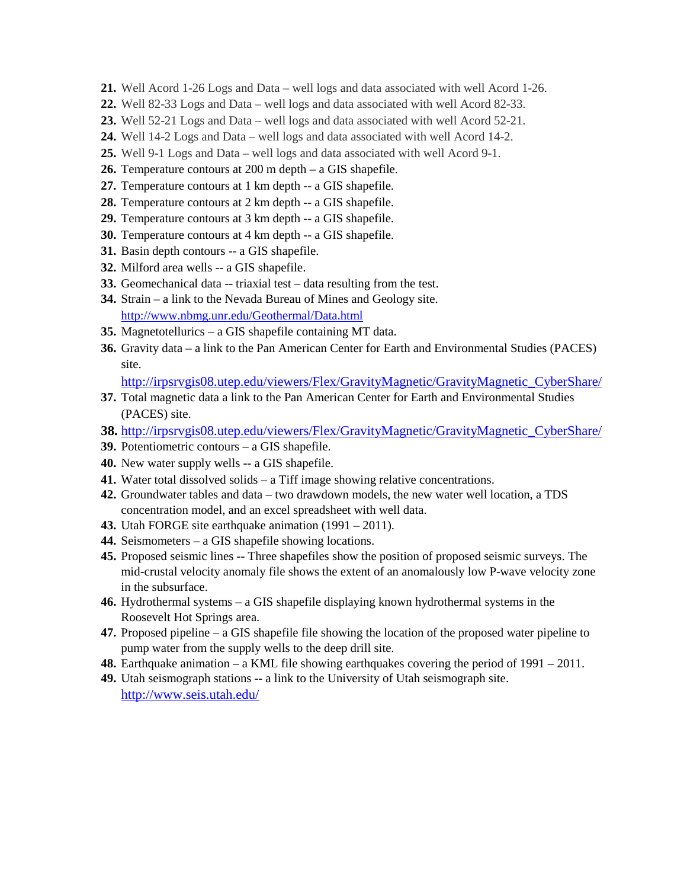21. Well Acord 1-26 Logs and Data – well logs and data associated with well Acord 1-26.
22. Well 82-33 Logs and Data – well logs and data associated with well Acord 82-33.
23. Well 52-21 Logs and Data – well logs and data associated with well Acord 52-21.
24. Well 14-2 Logs and Data – well logs and data associated with well Acord 14-2.
25. Well 9-1 Logs and Data – well logs and data associated with well Acord 9-1.
26. Temperature contours at 200 m depth – a GIS shapefile.
27. Temperature contours at 1 km depth -- a GIS shapefile.
28. Temperature contours at 2 km depth -- a GIS shapefile.
29. Temperature contours at 3 km depth -- a GIS shapefile.
30. Temperature contours at 4 km depth -- a GIS shapefile.
31. Basin depth contours -- a GIS shapefile.
32. Milford area wells -- a GIS shapefile.
33. Geomechanical data -- triaxial test – data resulting from the test.
34. Strain – a link to the Nevada Bureau of Mines and Geology site. http://www.nbmg.unr.edu/Geothermal/Data.html
35. Magnetotellurics – a GIS shapefile containing MT data.
36. Gravity data – a link to the Pan American Center for Earth and Environmental Studies (PACES) site. http://irpsrvgis08.utep.edu/viewers/Flex/GravityMagnetic/GravityMagnetic_CyberShare/
37. Total magnetic data a link to the Pan American Center for Earth and Environmental Studies (PACES) site.
38. http://irpsrvgis08.utep.edu/viewers/Flex/GravityMagnetic/GravityMagnetic_CyberShare/
39. Potentiometric contours – a GIS shapefile.
40. New water supply wells -- a GIS shapefile.
41. Water total dissolved solids – a Tiff image showing relative concentrations.
42. Groundwater tables and data – two drawdown models, the new water well location, a TDS concentration model, and an excel spreadsheet with well data.
43. Utah FORGE site earthquake animation (1991 – 2011).
44. Seismometers – a GIS shapefile showing locations.
45. Proposed seismic lines -- Three shapefiles show the position of proposed seismic surveys. The mid-crustal velocity anomaly file shows the extent of an anomalously low P-wave velocity zone in the subsurface.
46. Hydrothermal systems – a GIS shapefile displaying known hydrothermal systems in the Roosevelt Hot Springs area.
47. Proposed pipeline – a GIS shapefile file showing the location of the proposed water pipeline to pump water from the supply wells to the deep drill site.
48. Earthquake animation – a KML file showing earthquakes covering the period of 1991 – 2011.
49. Utah seismograph stations -- a link to the University of Utah seismograph site. http://www.seis.utah.edu/